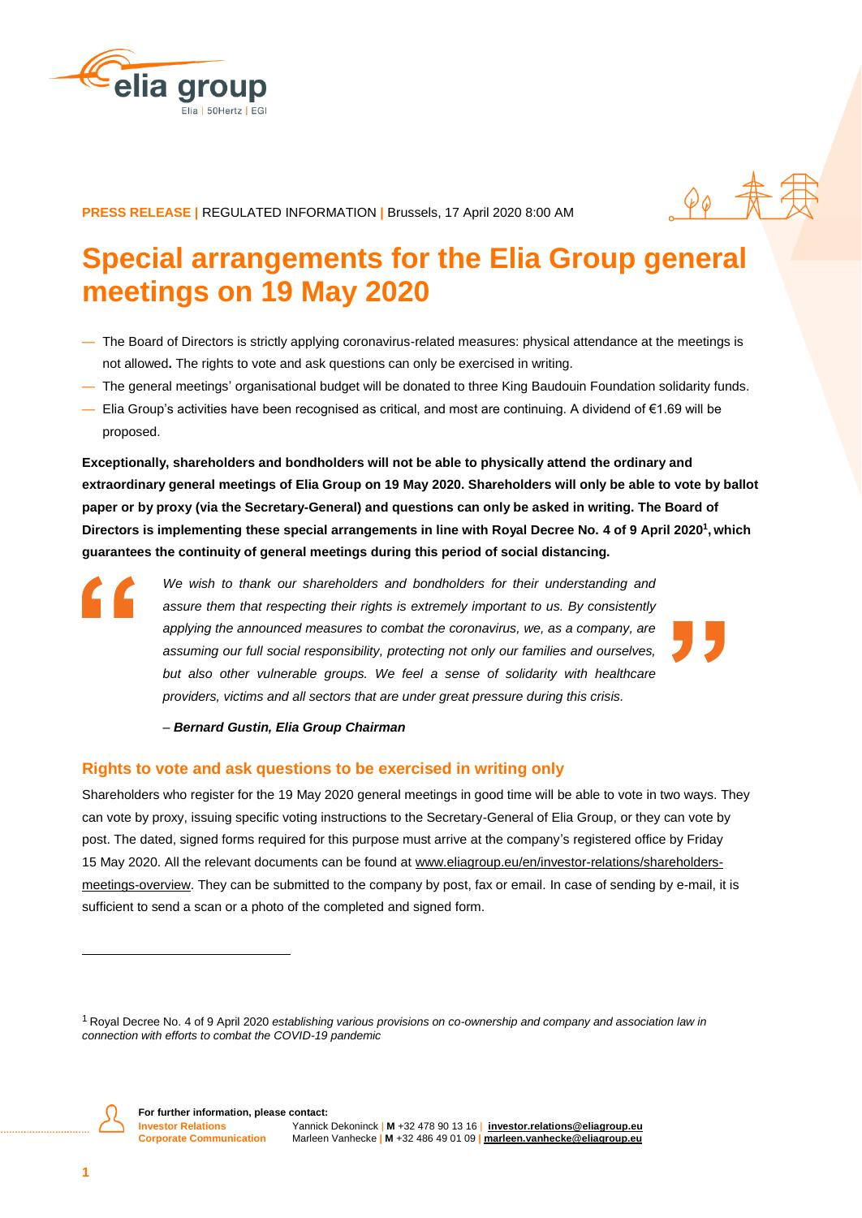**PRESS RELEASE** | REGULATED INFORMATION | Brussels, 17 April 2020 8:00 AM

# Special arrangements for the Elia Group general meetings on 19 May 2020

- The Board of Directors is strictly applying coronavirus-related measures: physical attendance at the meetings is not allowed**.** The rights to vote and ask questions can only be exercised in writing.
- The general meetings' organisational budget will be donated to three King Baudouin Foundation solidarity funds.
- Elia Group's activities have been recognised as critical, and most are continuing. A dividend of €1.69 will be proposed.

**Exceptionally, shareholders and bondholders will not be able to physically attend the ordinary and extraordinary general meetings of Elia Group on 19 May 2020. Shareholders will only be able to vote by ballot paper or by proxy (via the Secretary-General) and questions can only be asked in writing. The Board of Directors is implementing these special arrangements in line with Royal Decree No. 4 of 9 April 2020[1], which guarantees the continuity of general meetings during this period of social distancing.**

> *We wish to thank our shareholders and bondholders for their understanding and assure them that respecting their rights is extremely important to us. By consistently applying the announced measures to combat the coronavirus, we, as a company, are assuming our full social responsibility, protecting not only our families and ourselves, but also other vulnerable groups. We feel a sense of solidarity with healthcare providers, victims and all sectors that are under great pressure during this crisis.*
>
> – ***Bernard Gustin, Elia Group Chairman***

## Rights to vote and ask questions to be exercised in writing only

Shareholders who register for the 19 May 2020 general meetings in good time will be able to vote in two ways. They can vote by proxy, issuing specific voting instructions to the Secretary-General of Elia Group, or they can vote by post. The dated, signed forms required for this purpose must arrive at the company's registered office by Friday 15 May 2020. All the relevant documents can be found at www.eliagroup.eu/en/investor-relations/shareholders-meetings-overview. They can be submitted to the company by post, fax or email. In case of sending by e-mail, it is sufficient to send a scan or a photo of the completed and signed form.

[1] Royal Decree No. 4 of 9 April 2020 *establishing various provisions on co-ownership and company and association law in connection with efforts to combat the COVID-19 pandemic*

**For further information, please contact:**

**Investor Relations** Yannick Dekoninck | **M** +32 478 90 13 16 | **investor.relations@eliagroup.eu**
**Corporate Communication** Marleen Vanhecke | **M** +32 486 49 01 09 | **marleen.vanhecke@eliagroup.eu**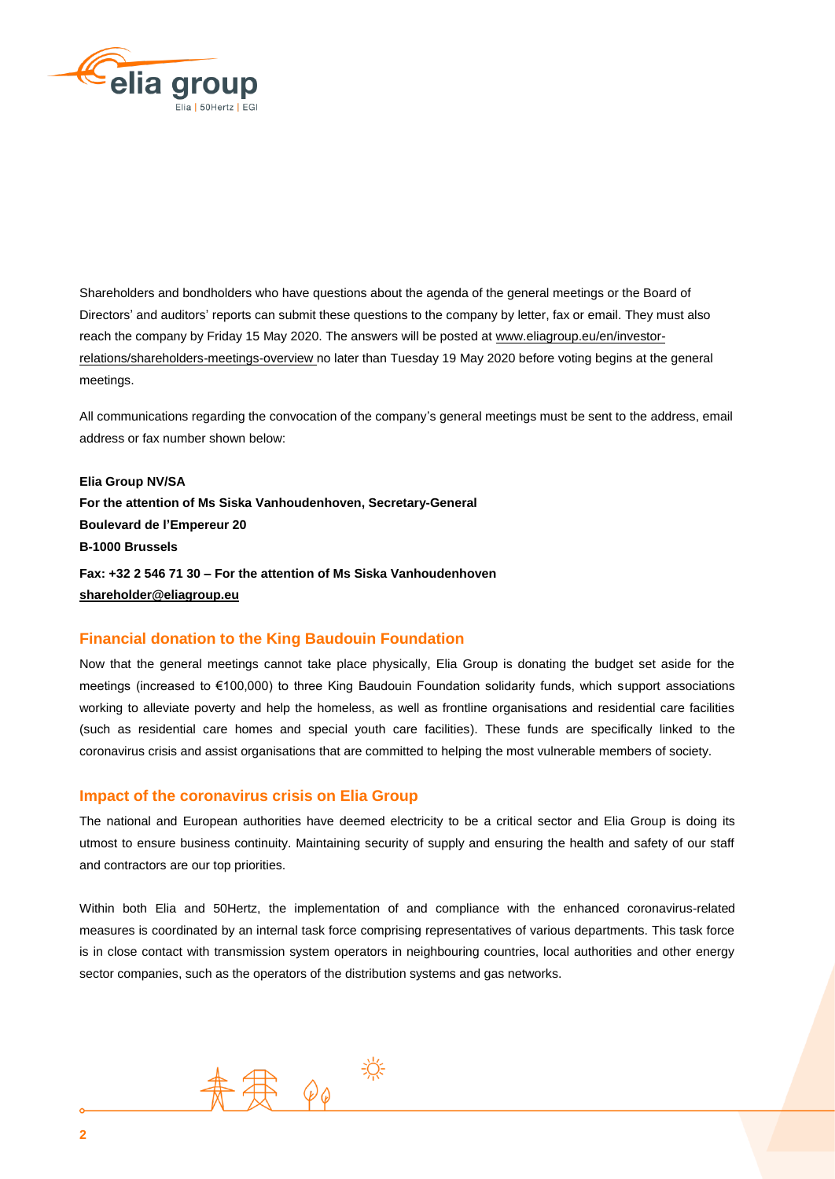Shareholders and bondholders who have questions about the agenda of the general meetings or the Board of Directors' and auditors' reports can submit these questions to the company by letter, fax or email. They must also reach the company by Friday 15 May 2020. The answers will be posted at www.eliagroup.eu/en/investor-relations/shareholders-meetings-overview no later than Tuesday 19 May 2020 before voting begins at the general meetings.

All communications regarding the convocation of the company's general meetings must be sent to the address, email address or fax number shown below:

**Elia Group NV/SA**
**For the attention of Ms Siska Vanhoudenhoven, Secretary-General**
**Boulevard de l'Empereur 20**
**B-1000 Brussels**

**Fax: +32 2 546 71 30 – For the attention of Ms Siska Vanhoudenhoven**
**shareholder@eliagroup.eu**

## Financial donation to the King Baudouin Foundation

Now that the general meetings cannot take place physically, Elia Group is donating the budget set aside for the meetings (increased to €100,000) to three King Baudouin Foundation solidarity funds, which support associations working to alleviate poverty and help the homeless, as well as frontline organisations and residential care facilities (such as residential care homes and special youth care facilities). These funds are specifically linked to the coronavirus crisis and assist organisations that are committed to helping the most vulnerable members of society.

## Impact of the coronavirus crisis on Elia Group

The national and European authorities have deemed electricity to be a critical sector and Elia Group is doing its utmost to ensure business continuity. Maintaining security of supply and ensuring the health and safety of our staff and contractors are our top priorities.

Within both Elia and 50Hertz, the implementation of and compliance with the enhanced coronavirus-related measures is coordinated by an internal task force comprising representatives of various departments. This task force is in close contact with transmission system operators in neighbouring countries, local authorities and other energy sector companies, such as the operators of the distribution systems and gas networks.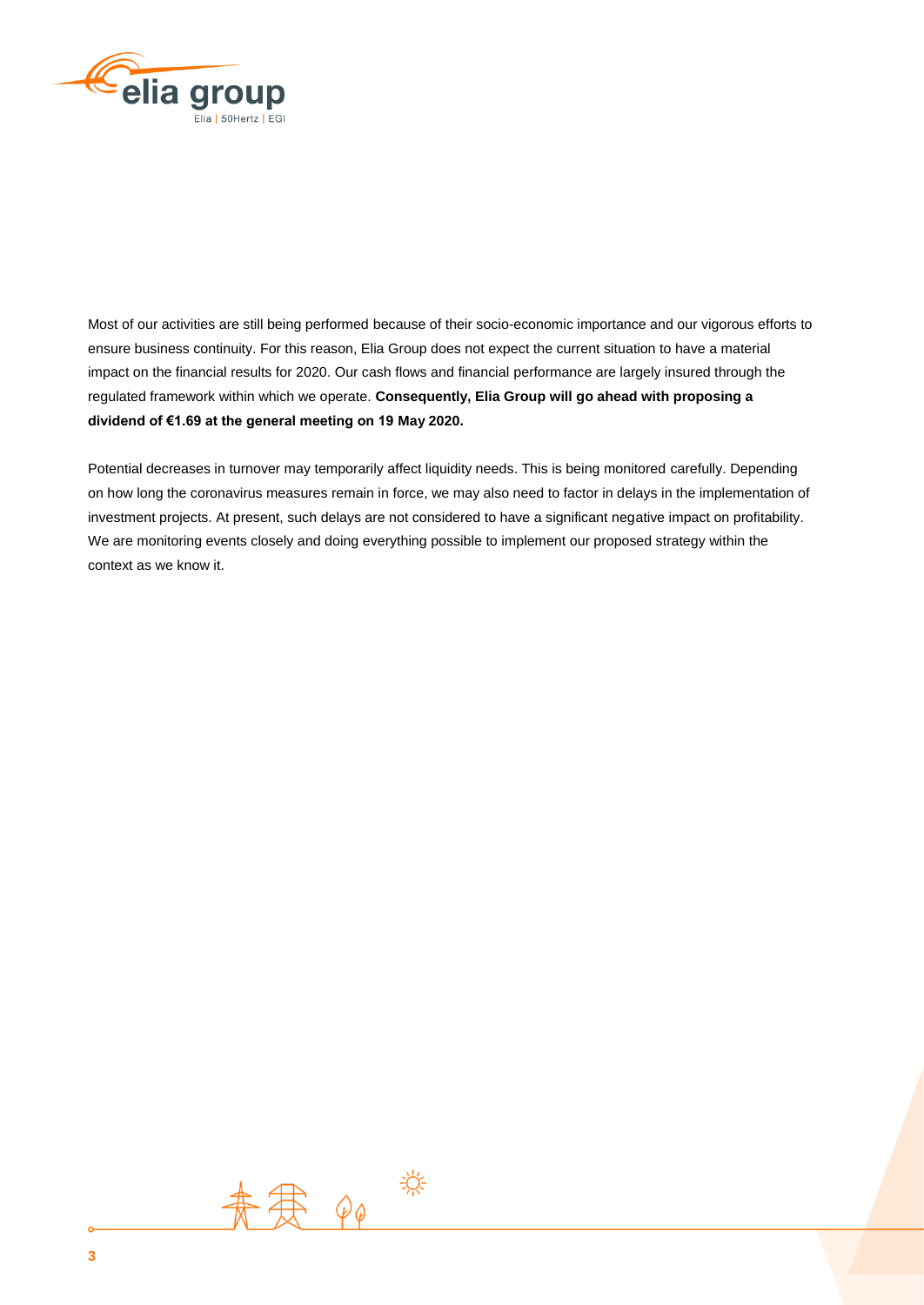Most of our activities are still being performed because of their socio-economic importance and our vigorous efforts to ensure business continuity. For this reason, Elia Group does not expect the current situation to have a material impact on the financial results for 2020. Our cash flows and financial performance are largely insured through the regulated framework within which we operate. **Consequently, Elia Group will go ahead with proposing a dividend of €1.69 at the general meeting on 19 May 2020.**

Potential decreases in turnover may temporarily affect liquidity needs. This is being monitored carefully. Depending on how long the coronavirus measures remain in force, we may also need to factor in delays in the implementation of investment projects. At present, such delays are not considered to have a significant negative impact on profitability. We are monitoring events closely and doing everything possible to implement our proposed strategy within the context as we know it.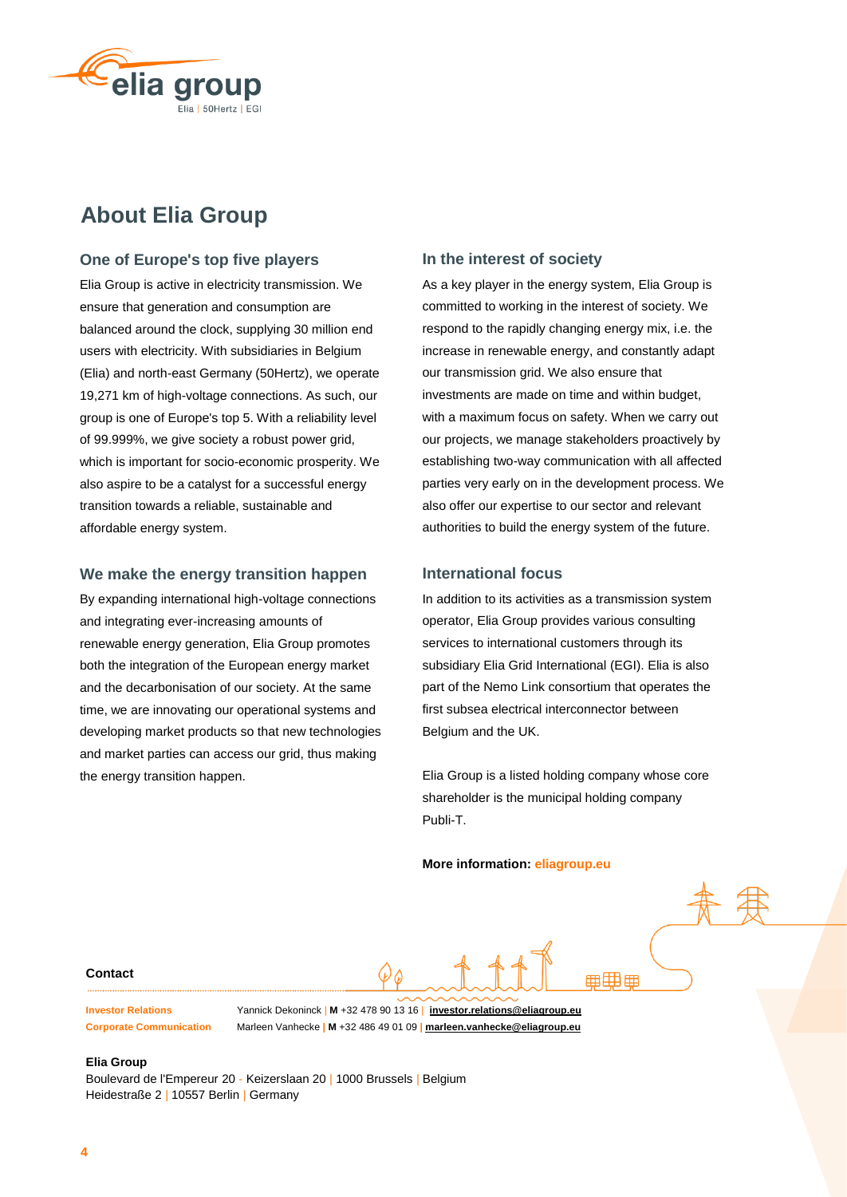# About Elia Group

## One of Europe's top five players

Elia Group is active in electricity transmission. We ensure that generation and consumption are balanced around the clock, supplying 30 million end users with electricity. With subsidiaries in Belgium (Elia) and north-east Germany (50Hertz), we operate 19,271 km of high-voltage connections. As such, our group is one of Europe's top 5. With a reliability level of 99.999%, we give society a robust power grid, which is important for socio-economic prosperity. We also aspire to be a catalyst for a successful energy transition towards a reliable, sustainable and affordable energy system.

## We make the energy transition happen

By expanding international high-voltage connections and integrating ever-increasing amounts of renewable energy generation, Elia Group promotes both the integration of the European energy market and the decarbonisation of our society. At the same time, we are innovating our operational systems and developing market products so that new technologies and market parties can access our grid, thus making the energy transition happen.

## In the interest of society

As a key player in the energy system, Elia Group is committed to working in the interest of society. We respond to the rapidly changing energy mix, i.e. the increase in renewable energy, and constantly adapt our transmission grid. We also ensure that investments are made on time and within budget, with a maximum focus on safety. When we carry out our projects, we manage stakeholders proactively by establishing two-way communication with all affected parties very early on in the development process. We also offer our expertise to our sector and relevant authorities to build the energy system of the future.

## International focus

In addition to its activities as a transmission system operator, Elia Group provides various consulting services to international customers through its subsidiary Elia Grid International (EGI). Elia is also part of the Nemo Link consortium that operates the first subsea electrical interconnector between Belgium and the UK.

Elia Group is a listed holding company whose core shareholder is the municipal holding company Publi-T.

**More information: eliagroup.eu**

**Contact**

**Investor Relations** Yannick Dekoninck | **M** +32 478 90 13 16 | **investor.relations@eliagroup.eu**

**Corporate Communication** Marleen Vanhecke | **M** +32 486 49 01 09 | **marleen.vanhecke@eliagroup.eu**

**Elia Group**
Boulevard de l'Empereur 20 - Keizerslaan 20 | 1000 Brussels | Belgium
Heidestraße 2 | 10557 Berlin | Germany